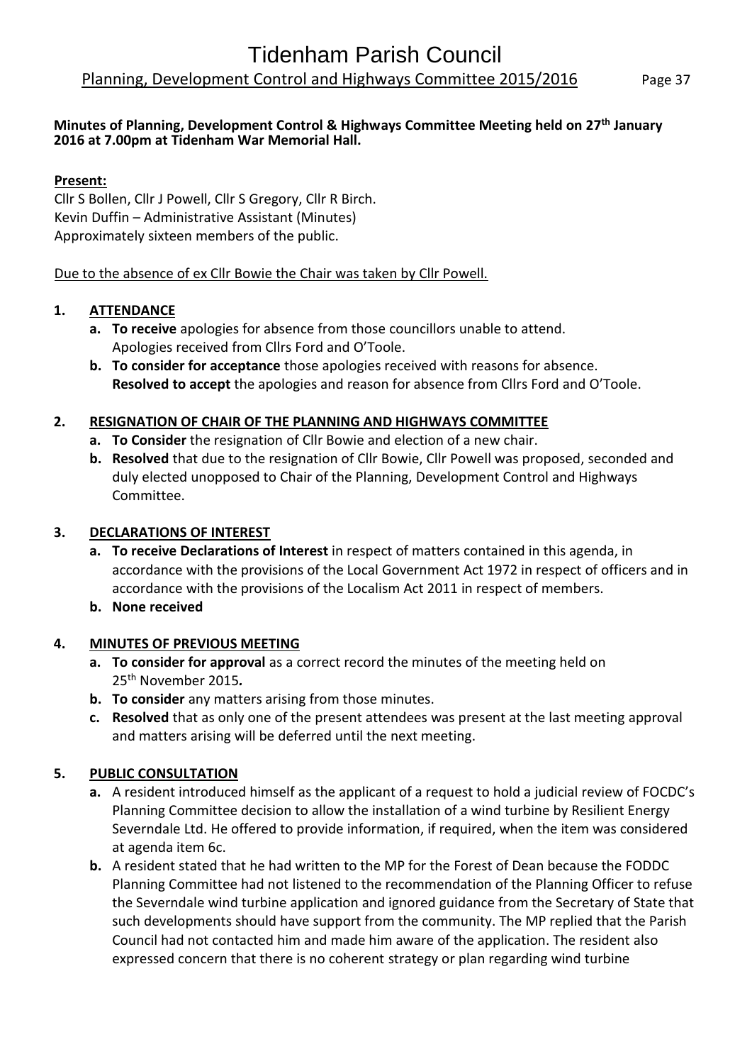# Tidenham Parish Council

## Planning, Development Control and Highways Committee 2015/2016

**Minutes of Planning, Development Control & Highways Committee Meeting held on 27th January 2016 at 7.00pm at Tidenham War Memorial Hall.**

**Present:**

Cllr S Bollen, Cllr J Powell, Cllr S Gregory, Cllr R Birch.
Kevin Duffin – Administrative Assistant (Minutes)
Approximately sixteen members of the public.

Due to the absence of ex Cllr Bowie the Chair was taken by Cllr Powell.

1. **ATTENDANCE**
   - **a. To receive** apologies for absence from those councillors unable to attend. Apologies received from Cllrs Ford and O'Toole.
   - **b. To consider for acceptance** those apologies received with reasons for absence. **Resolved to accept** the apologies and reason for absence from Cllrs Ford and O'Toole.

2. **RESIGNATION OF CHAIR OF THE PLANNING AND HIGHWAYS COMMITTEE**
   - **a. To Consider** the resignation of Cllr Bowie and election of a new chair.
   - **b. Resolved** that due to the resignation of Cllr Bowie, Cllr Powell was proposed, seconded and duly elected unopposed to Chair of the Planning, Development Control and Highways Committee.

3. **DECLARATIONS OF INTEREST**
   - **a. To receive Declarations of Interest** in respect of matters contained in this agenda, in accordance with the provisions of the Local Government Act 1972 in respect of officers and in accordance with the provisions of the Localism Act 2011 in respect of members.
   - **b. None received**

4. **MINUTES OF PREVIOUS MEETING**
   - **a. To consider for approval** as a correct record the minutes of the meeting held on 25th November 2015*.*
   - **b. To consider** any matters arising from those minutes.
   - **c. Resolved** that as only one of the present attendees was present at the last meeting approval and matters arising will be deferred until the next meeting.

5. **PUBLIC CONSULTATION**
   - **a.** A resident introduced himself as the applicant of a request to hold a judicial review of FOCDC's Planning Committee decision to allow the installation of a wind turbine by Resilient Energy Severndale Ltd. He offered to provide information, if required, when the item was considered at agenda item 6c.
   - **b.** A resident stated that he had written to the MP for the Forest of Dean because the FODDC Planning Committee had not listened to the recommendation of the Planning Officer to refuse the Severndale wind turbine application and ignored guidance from the Secretary of State that such developments should have support from the community. The MP replied that the Parish Council had not contacted him and made him aware of the application. The resident also expressed concern that there is no coherent strategy or plan regarding wind turbine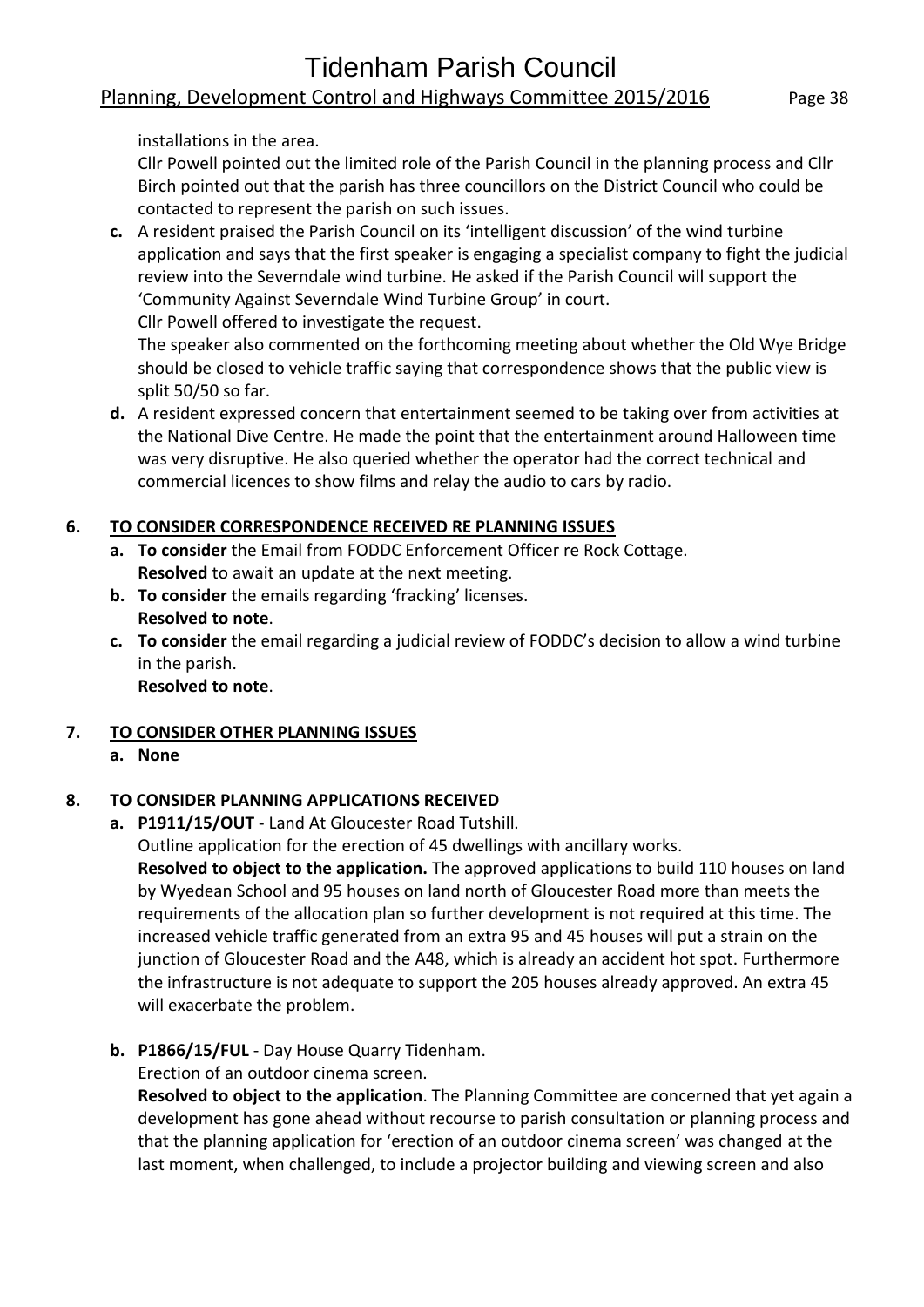installations in the area.

Cllr Powell pointed out the limited role of the Parish Council in the planning process and Cllr Birch pointed out that the parish has three councillors on the District Council who could be contacted to represent the parish on such issues.

**c.** A resident praised the Parish Council on its 'intelligent discussion' of the wind turbine application and says that the first speaker is engaging a specialist company to fight the judicial review into the Severndale wind turbine. He asked if the Parish Council will support the 'Community Against Severndale Wind Turbine Group' in court.

Cllr Powell offered to investigate the request.

The speaker also commented on the forthcoming meeting about whether the Old Wye Bridge should be closed to vehicle traffic saying that correspondence shows that the public view is split 50/50 so far.

**d.** A resident expressed concern that entertainment seemed to be taking over from activities at the National Dive Centre. He made the point that the entertainment around Halloween time was very disruptive. He also queried whether the operator had the correct technical and commercial licences to show films and relay the audio to cars by radio.

## 6. TO CONSIDER CORRESPONDENCE RECEIVED RE PLANNING ISSUES

**a. To consider** the Email from FODDC Enforcement Officer re Rock Cottage.
**Resolved** to await an update at the next meeting.

**b. To consider** the emails regarding 'fracking' licenses.
**Resolved to note**.

**c. To consider** the email regarding a judicial review of FODDC's decision to allow a wind turbine in the parish.
**Resolved to note**.

## 7. TO CONSIDER OTHER PLANNING ISSUES

**a. None**

## 8. TO CONSIDER PLANNING APPLICATIONS RECEIVED

**a. P1911/15/OUT** - Land At Gloucester Road Tutshill.

Outline application for the erection of 45 dwellings with ancillary works.

**Resolved to object to the application.** The approved applications to build 110 houses on land by Wyedean School and 95 houses on land north of Gloucester Road more than meets the requirements of the allocation plan so further development is not required at this time. The increased vehicle traffic generated from an extra 95 and 45 houses will put a strain on the junction of Gloucester Road and the A48, which is already an accident hot spot. Furthermore the infrastructure is not adequate to support the 205 houses already approved. An extra 45 will exacerbate the problem.

**b. P1866/15/FUL** - Day House Quarry Tidenham.

Erection of an outdoor cinema screen.

**Resolved to object to the application**. The Planning Committee are concerned that yet again a development has gone ahead without recourse to parish consultation or planning process and that the planning application for 'erection of an outdoor cinema screen' was changed at the last moment, when challenged, to include a projector building and viewing screen and also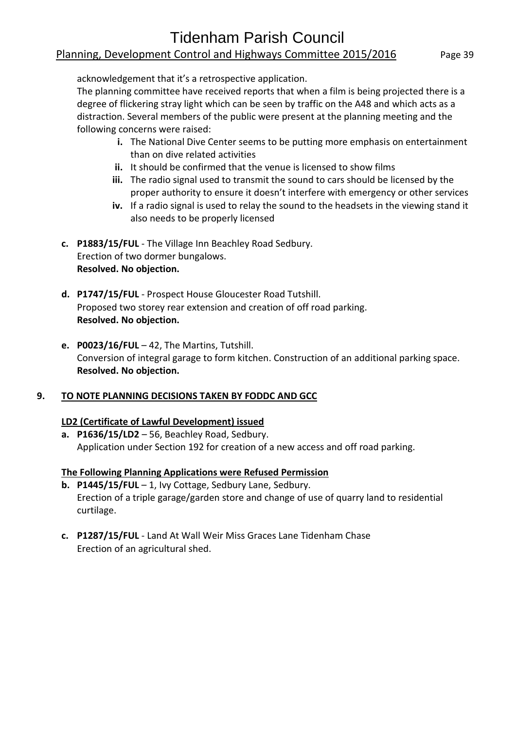acknowledgement that it's a retrospective application.
The planning committee have received reports that when a film is being projected there is a degree of flickering stray light which can be seen by traffic on the A48 and which acts as a distraction. Several members of the public were present at the planning meeting and the following concerns were raised:

- **i.** The National Dive Center seems to be putting more emphasis on entertainment than on dive related activities
- **ii.** It should be confirmed that the venue is licensed to show films
- **iii.** The radio signal used to transmit the sound to cars should be licensed by the proper authority to ensure it doesn't interfere with emergency or other services
- **iv.** If a radio signal is used to relay the sound to the headsets in the viewing stand it also needs to be properly licensed

**c. P1883/15/FUL** - The Village Inn Beachley Road Sedbury.
Erection of two dormer bungalows.
**Resolved. No objection.**

**d. P1747/15/FUL** - Prospect House Gloucester Road Tutshill.
Proposed two storey rear extension and creation of off road parking.
**Resolved. No objection.**

**e. P0023/16/FUL** – 42, The Martins, Tutshill.
Conversion of integral garage to form kitchen. Construction of an additional parking space.
**Resolved. No objection.**

## 9. TO NOTE PLANNING DECISIONS TAKEN BY FODDC AND GCC

**LD2 (Certificate of Lawful Development) issued**

**a. P1636/15/LD2** – 56, Beachley Road, Sedbury.
Application under Section 192 for creation of a new access and off road parking.

**The Following Planning Applications were Refused Permission**

**b. P1445/15/FUL** – 1, Ivy Cottage, Sedbury Lane, Sedbury.
Erection of a triple garage/garden store and change of use of quarry land to residential curtilage.

**c. P1287/15/FUL** - Land At Wall Weir Miss Graces Lane Tidenham Chase
Erection of an agricultural shed.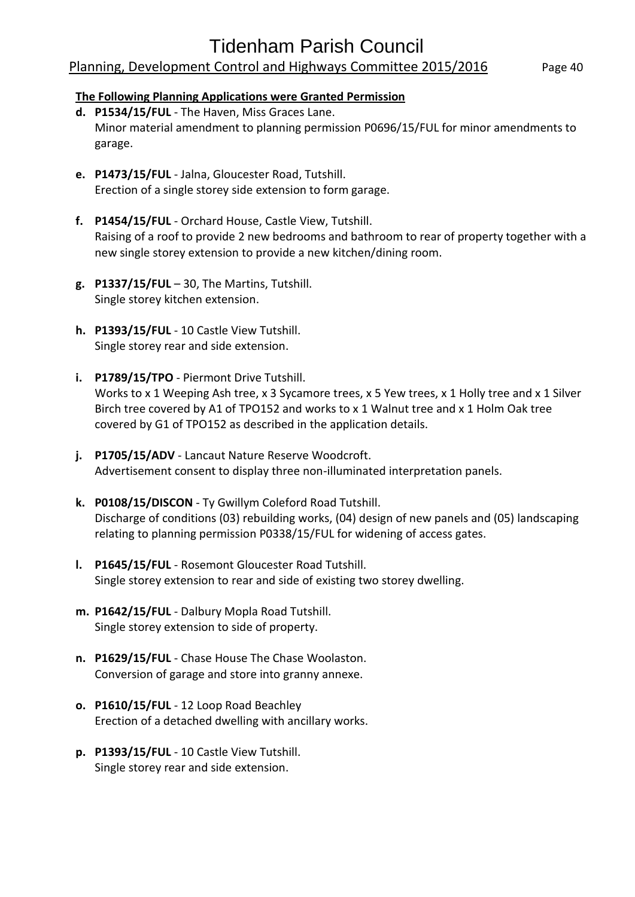**The Following Planning Applications were Granted Permission**

**d. P1534/15/FUL** - The Haven, Miss Graces Lane.
Minor material amendment to planning permission P0696/15/FUL for minor amendments to garage.

**e. P1473/15/FUL** - Jalna, Gloucester Road, Tutshill.
Erection of a single storey side extension to form garage.

**f. P1454/15/FUL** - Orchard House, Castle View, Tutshill.
Raising of a roof to provide 2 new bedrooms and bathroom to rear of property together with a new single storey extension to provide a new kitchen/dining room.

**g. P1337/15/FUL** – 30, The Martins, Tutshill.
Single storey kitchen extension.

**h. P1393/15/FUL** - 10 Castle View Tutshill.
Single storey rear and side extension.

**i. P1789/15/TPO** - Piermont Drive Tutshill.
Works to x 1 Weeping Ash tree, x 3 Sycamore trees, x 5 Yew trees, x 1 Holly tree and x 1 Silver Birch tree covered by A1 of TPO152 and works to x 1 Walnut tree and x 1 Holm Oak tree covered by G1 of TPO152 as described in the application details.

**j. P1705/15/ADV** - Lancaut Nature Reserve Woodcroft.
Advertisement consent to display three non-illuminated interpretation panels.

**k. P0108/15/DISCON** - Ty Gwillym Coleford Road Tutshill.
Discharge of conditions (03) rebuilding works, (04) design of new panels and (05) landscaping relating to planning permission P0338/15/FUL for widening of access gates.

**l. P1645/15/FUL** - Rosemont Gloucester Road Tutshill.
Single storey extension to rear and side of existing two storey dwelling.

**m. P1642/15/FUL** - Dalbury Mopla Road Tutshill.
Single storey extension to side of property.

**n. P1629/15/FUL** - Chase House The Chase Woolaston.
Conversion of garage and store into granny annexe.

**o. P1610/15/FUL** - 12 Loop Road Beachley
Erection of a detached dwelling with ancillary works.

**p. P1393/15/FUL** - 10 Castle View Tutshill.
Single storey rear and side extension.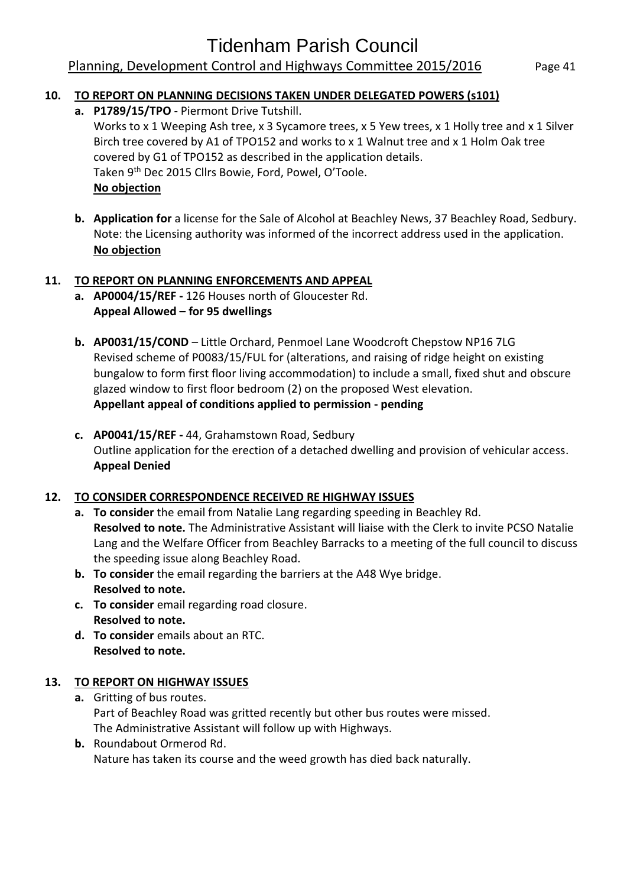## 10. TO REPORT ON PLANNING DECISIONS TAKEN UNDER DELEGATED POWERS (s101)

**a. P1789/15/TPO** - Piermont Drive Tutshill.
Works to x 1 Weeping Ash tree, x 3 Sycamore trees, x 5 Yew trees, x 1 Holly tree and x 1 Silver Birch tree covered by A1 of TPO152 and works to x 1 Walnut tree and x 1 Holm Oak tree covered by G1 of TPO152 as described in the application details.
Taken 9th Dec 2015 Cllrs Bowie, Ford, Powel, O'Toole.
**No objection**

**b. Application for** a license for the Sale of Alcohol at Beachley News, 37 Beachley Road, Sedbury.
Note: the Licensing authority was informed of the incorrect address used in the application.
**No objection**

## 11. TO REPORT ON PLANNING ENFORCEMENTS AND APPEAL

**a. AP0004/15/REF -** 126 Houses north of Gloucester Rd.
**Appeal Allowed – for 95 dwellings**

**b. AP0031/15/COND** – Little Orchard, Penmoel Lane Woodcroft Chepstow NP16 7LG
Revised scheme of P0083/15/FUL for (alterations, and raising of ridge height on existing bungalow to form first floor living accommodation) to include a small, fixed shut and obscure glazed window to first floor bedroom (2) on the proposed West elevation.
**Appellant appeal of conditions applied to permission - pending**

**c. AP0041/15/REF -** 44, Grahamstown Road, Sedbury
Outline application for the erection of a detached dwelling and provision of vehicular access.
**Appeal Denied**

## 12. TO CONSIDER CORRESPONDENCE RECEIVED RE HIGHWAY ISSUES

**a. To consider** the email from Natalie Lang regarding speeding in Beachley Rd.
**Resolved to note.** The Administrative Assistant will liaise with the Clerk to invite PCSO Natalie Lang and the Welfare Officer from Beachley Barracks to a meeting of the full council to discuss the speeding issue along Beachley Road.

**b. To consider** the email regarding the barriers at the A48 Wye bridge.
**Resolved to note.**

**c. To consider** email regarding road closure.
**Resolved to note.**

**d. To consider** emails about an RTC.
**Resolved to note.**

## 13. TO REPORT ON HIGHWAY ISSUES

**a.** Gritting of bus routes.
Part of Beachley Road was gritted recently but other bus routes were missed.
The Administrative Assistant will follow up with Highways.

**b.** Roundabout Ormerod Rd.
Nature has taken its course and the weed growth has died back naturally.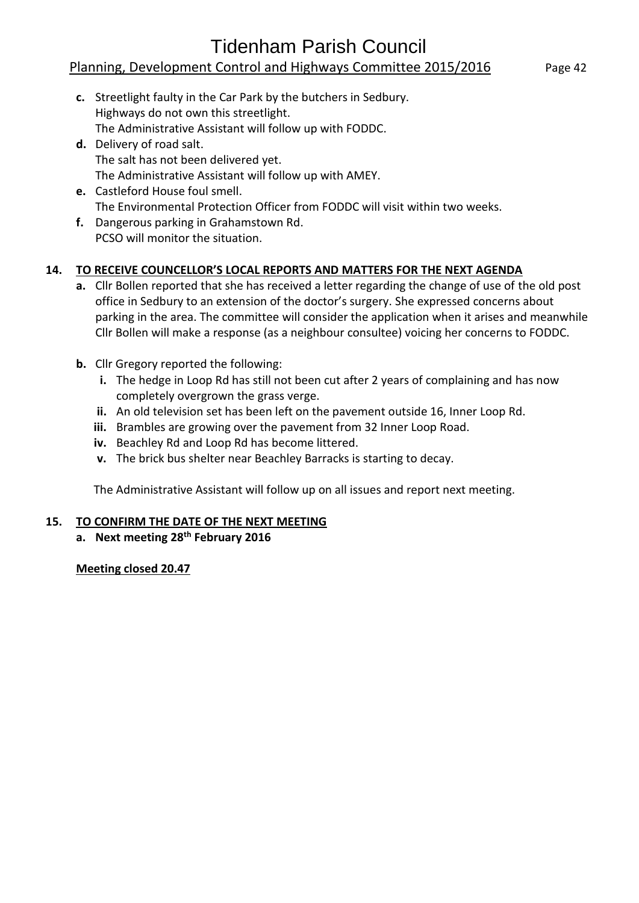- **c.** Streetlight faulty in the Car Park by the butchers in Sedbury.
  Highways do not own this streetlight.
  The Administrative Assistant will follow up with FODDC.
- **d.** Delivery of road salt.
  The salt has not been delivered yet.
  The Administrative Assistant will follow up with AMEY.
- **e.** Castleford House foul smell.
  The Environmental Protection Officer from FODDC will visit within two weeks.
- **f.** Dangerous parking in Grahamstown Rd.
  PCSO will monitor the situation.

## 14. TO RECEIVE COUNCELLOR'S LOCAL REPORTS AND MATTERS FOR THE NEXT AGENDA

- **a.** Cllr Bollen reported that she has received a letter regarding the change of use of the old post office in Sedbury to an extension of the doctor's surgery. She expressed concerns about parking in the area. The committee will consider the application when it arises and meanwhile Cllr Bollen will make a response (as a neighbour consultee) voicing her concerns to FODDC.

- **b.** Cllr Gregory reported the following:
  - **i.** The hedge in Loop Rd has still not been cut after 2 years of complaining and has now completely overgrown the grass verge.
  - **ii.** An old television set has been left on the pavement outside 16, Inner Loop Rd.
  - **iii.** Brambles are growing over the pavement from 32 Inner Loop Road.
  - **iv.** Beachley Rd and Loop Rd has become littered.
  - **v.** The brick bus shelter near Beachley Barracks is starting to decay.

  The Administrative Assistant will follow up on all issues and report next meeting.

## 15. TO CONFIRM THE DATE OF THE NEXT MEETING

- **a. Next meeting 28th February 2016**

**Meeting closed 20.47**